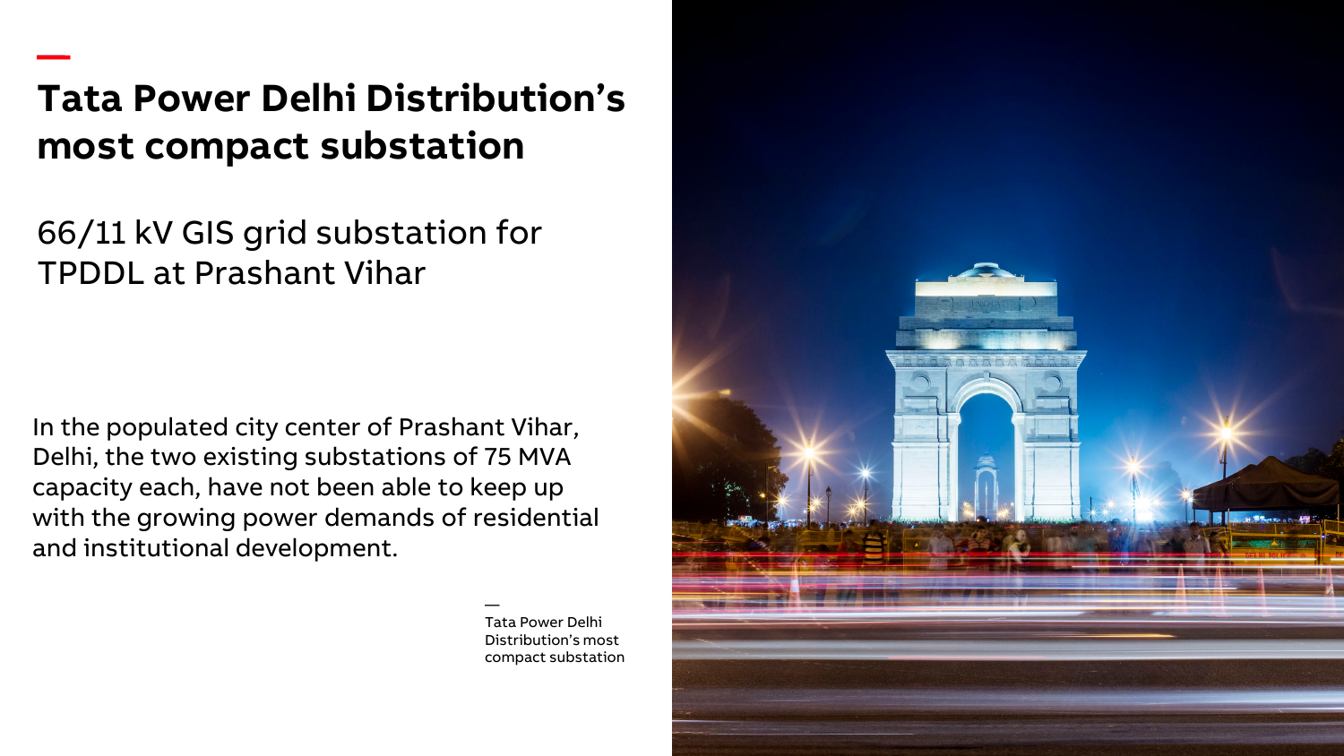# Tata Power Delhi Distribution's most compact substation

## 66/11 kV GIS grid substation for TPDDL at Prashant Vihar

In the populated city center of Prashant Vihar, Delhi, the two existing substations of 75 MVA capacity each, have not been able to keep up with the growing power demands of residential and institutional development.

—
Tata Power Delhi Distribution's most compact substation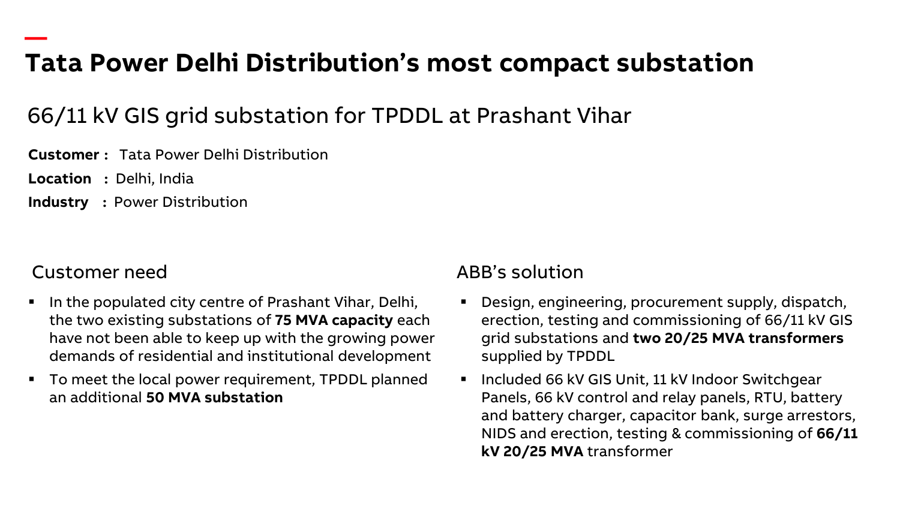# Tata Power Delhi Distribution's most compact substation

## 66/11 kV GIS grid substation for TPDDL at Prashant Vihar

**Customer :** Tata Power Delhi Distribution

**Location :** Delhi, India

**Industry :** Power Distribution

### Customer need

- In the populated city centre of Prashant Vihar, Delhi, the two existing substations of **75 MVA capacity** each have not been able to keep up with the growing power demands of residential and institutional development
- To meet the local power requirement, TPDDL planned an additional **50 MVA substation**

### ABB's solution

- Design, engineering, procurement supply, dispatch, erection, testing and commissioning of 66/11 kV GIS grid substations and **two 20/25 MVA transformers** supplied by TPDDL
- Included 66 kV GIS Unit, 11 kV Indoor Switchgear Panels, 66 kV control and relay panels, RTU, battery and battery charger, capacitor bank, surge arrestors, NIDS and erection, testing & commissioning of **66/11 kV 20/25 MVA** transformer